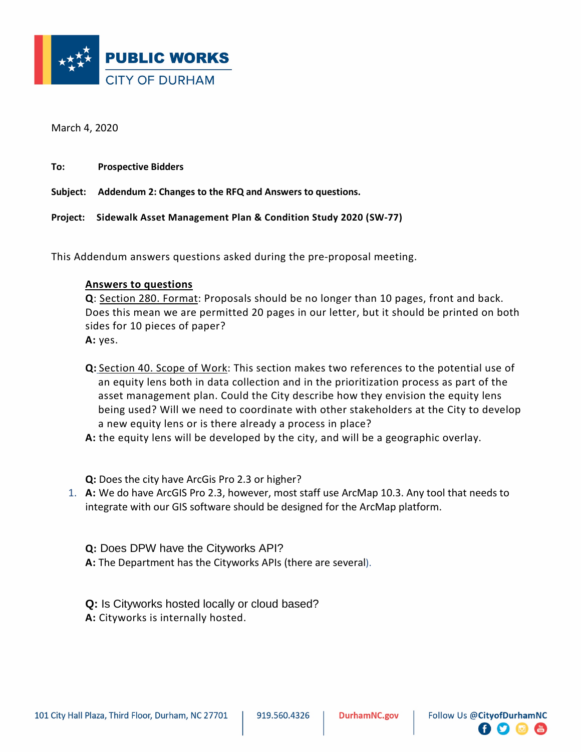**PUBLIC WORKS**
CITY OF DURHAM

March 4, 2020

**To:** **Prospective Bidders**

**Subject:** **Addendum 2: Changes to the RFQ and Answers to questions.**

**Project:** **Sidewalk Asset Management Plan & Condition Study 2020 (SW-77)**

This Addendum answers questions asked during the pre-proposal meeting.

**Answers to questions**

**Q**: Section 280. Format: Proposals should be no longer than 10 pages, front and back. Does this mean we are permitted 20 pages in our letter, but it should be printed on both sides for 10 pieces of paper?
**A:** yes.

**Q:** Section 40. Scope of Work: This section makes two references to the potential use of an equity lens both in data collection and in the prioritization process as part of the asset management plan. Could the City describe how they envision the equity lens being used? Will we need to coordinate with other stakeholders at the City to develop a new equity lens or is there already a process in place?
**A:** the equity lens will be developed by the city, and will be a geographic overlay.

**Q:** Does the city have ArcGis Pro 2.3 or higher?

1. **A:** We do have ArcGIS Pro 2.3, however, most staff use ArcMap 10.3. Any tool that needs to integrate with our GIS software should be designed for the ArcMap platform.

**Q:** Does DPW have the Cityworks API?
**A:** The Department has the Cityworks APIs (there are several).

**Q:** Is Cityworks hosted locally or cloud based?
**A:** Cityworks is internally hosted.

101 City Hall Plaza, Third Floor, Durham, NC 27701 | 919.560.4326 | DurhamNC.gov | Follow Us @CityofDurhamNC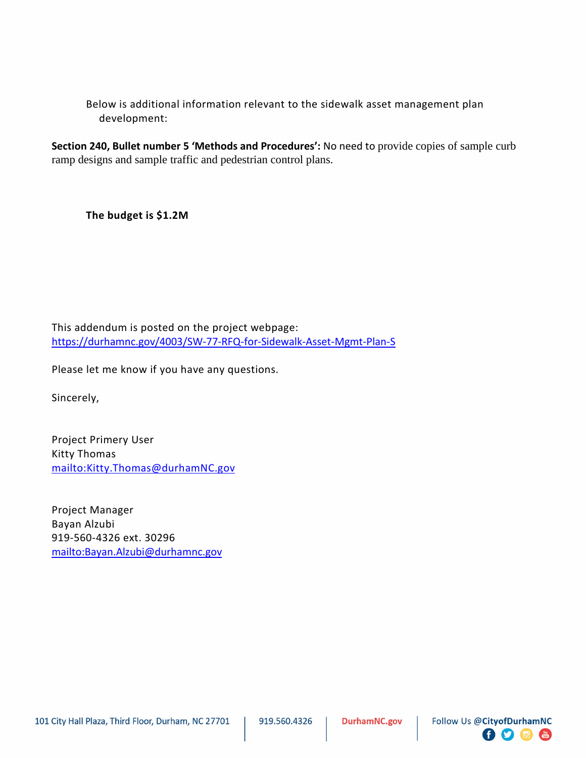Below is additional information relevant to the sidewalk asset management plan development:

**Section 240, Bullet number 5 'Methods and Procedures':** No need to provide copies of sample curb ramp designs and sample traffic and pedestrian control plans.

**The budget is $1.2M**

This addendum is posted on the project webpage:
https://durhamnc.gov/4003/SW-77-RFQ-for-Sidewalk-Asset-Mgmt-Plan-S

Please let me know if you have any questions.

Sincerely,

Project Primery User
Kitty Thomas
mailto:Kitty.Thomas@durhamNC.gov

Project Manager
Bayan Alzubi
919-560-4326 ext. 30296
mailto:Bayan.Alzubi@durhamnc.gov

101 City Hall Plaza, Third Floor, Durham, NC 27701 | 919.560.4326 | DurhamNC.gov | Follow Us @CityofDurhamNC